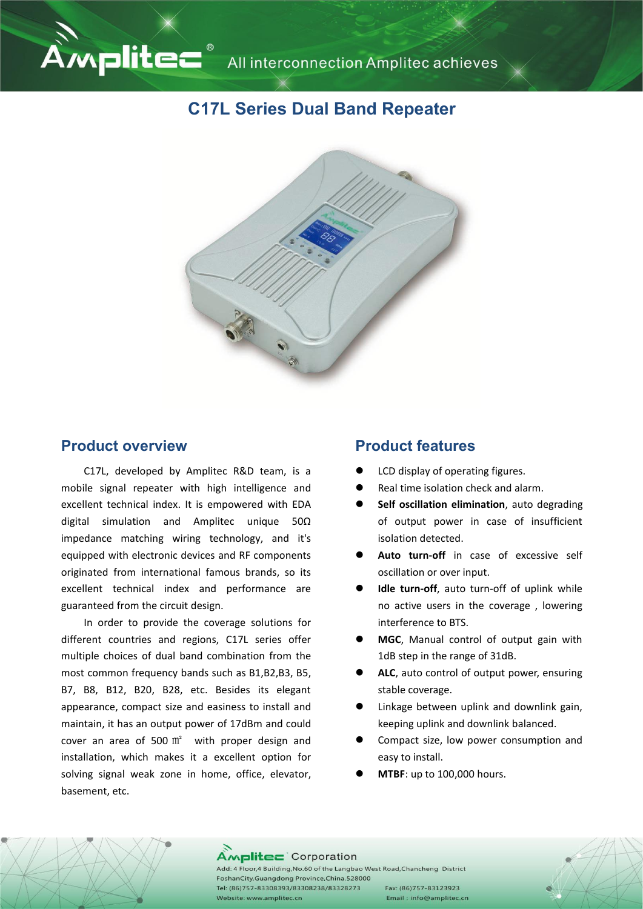# C17L Series Dual Band Repeater

## Product overview

C17L, developed by Amplitec R&D team, is a mobile signal repeater with high intelligence and excellent technical index. It is empowered with EDA digital simulation and Amplitec unique 50Ω impedance matching wiring technology, and it's equipped with electronic devices and RF components originated from international famous brands, so its excellent technical index and performance are guaranteed from the circuit design.

In order to provide the coverage solutions for different countries and regions, C17L series offer multiple choices of dual band combination from the most common frequency bands such as B1,B2,B3, B5, B7, B8, B12, B20, B28, etc. Besides its elegant appearance, compact size and easiness to install and maintain, it has an output power of 17dBm and could cover an area of 500 ㎡ with proper design and installation, which makes it a excellent option for solving signal weak zone in home, office, elevator, basement, etc.

## Product features

- LCD display of operating figures.
- Real time isolation check and alarm.
- **Self oscillation elimination**, auto degrading of output power in case of insufficient isolation detected.
- **Auto turn-off** in case of excessive self oscillation or over input.
- **Idle turn-off**, auto turn-off of uplink while no active users in the coverage , lowering interference to BTS.
- **MGC**, Manual control of output gain with 1dB step in the range of 31dB.
- **ALC**, auto control of output power, ensuring stable coverage.
- Linkage between uplink and downlink gain, keeping uplink and downlink balanced.
- Compact size, low power consumption and easy to install.
- **MTBF**: up to 100,000 hours.

Amplitec Corporation
Add: 4 Floor,4 Building,No.60 of the Langbao West Road,Chancheng District FoshanCity,Guangdong Province,China.528000
Tel: (86)757-83308393/83308238/83328273 Fax: (86)757-83123923
Website: www.amplitec.cn Email : info@amplitec.cn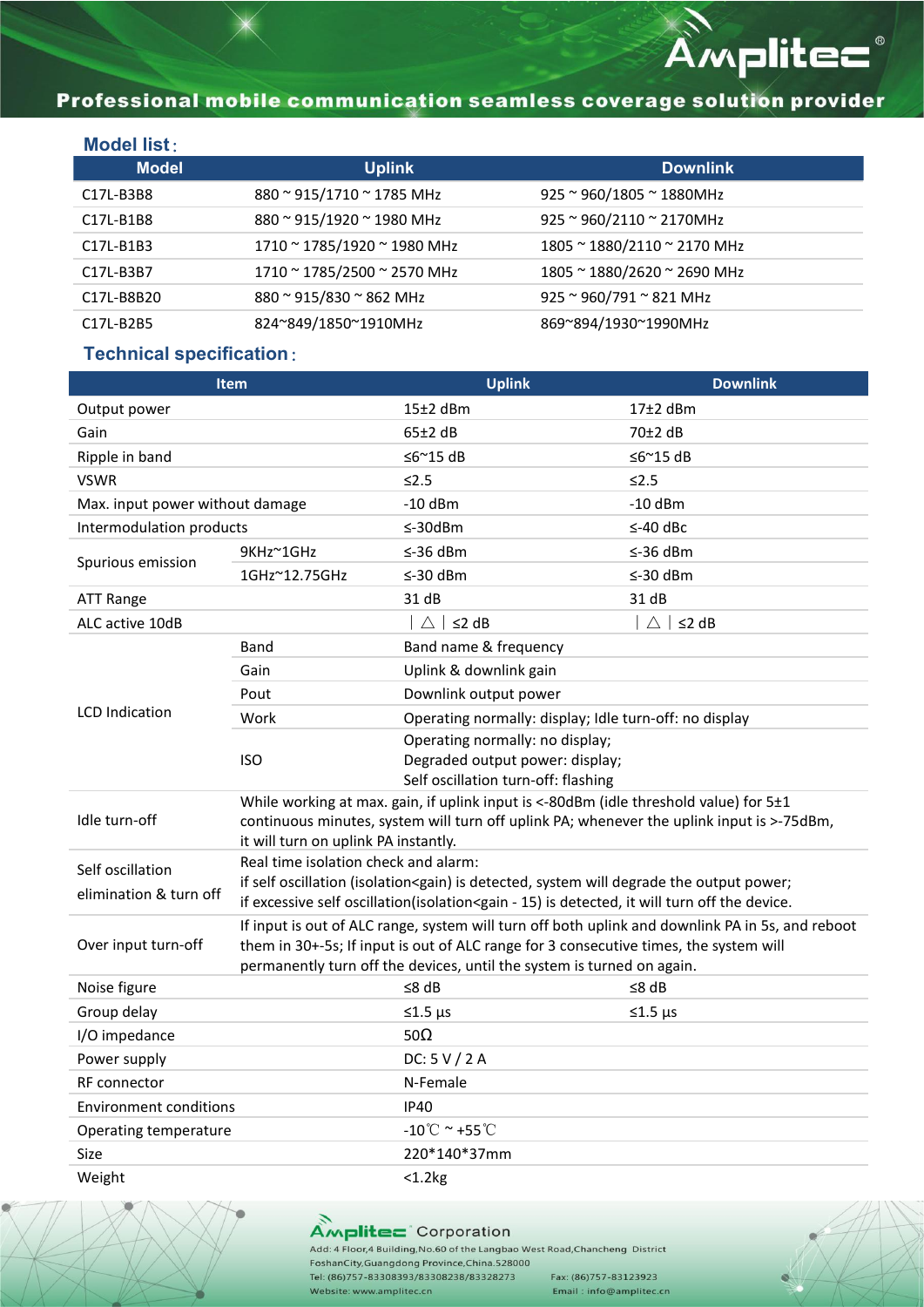### Model list：

| Model | Uplink | Downlink |
|---|---|---|
| C17L-B3B8 | 880 ~ 915/1710 ~ 1785 MHz | 925 ~ 960/1805 ~ 1880MHz |
| C17L-B1B8 | 880 ~ 915/1920 ~ 1980 MHz | 925 ~ 960/2110 ~ 2170MHz |
| C17L-B1B3 | 1710 ~ 1785/1920 ~ 1980 MHz | 1805 ~ 1880/2110 ~ 2170 MHz |
| C17L-B3B7 | 1710 ~ 1785/2500 ~ 2570 MHz | 1805 ~ 1880/2620 ~ 2690 MHz |
| C17L-B8B20 | 880 ~ 915/830 ~ 862 MHz | 925 ~ 960/791 ~ 821 MHz |
| C17L-B2B5 | 824~849/1850~1910MHz | 869~894/1930~1990MHz |

### Technical specification：

| Item | | Uplink | Downlink |
|---|---|---|---|
| Output power | | 15±2 dBm | 17±2 dBm |
| Gain | | 65±2 dB | 70±2 dB |
| Ripple in band | | ≤6~15 dB | ≤6~15 dB |
| VSWR | | ≤2.5 | ≤2.5 |
| Max. input power without damage | | -10 dBm | -10 dBm |
| Intermodulation products | | ≤-30dBm | ≤-40 dBc |
| Spurious emission | 9KHz~1GHz | ≤-36 dBm | ≤-36 dBm |
| | 1GHz~12.75GHz | ≤-30 dBm | ≤-30 dBm |
| ATT Range | | 31 dB | 31 dB |
| ALC active 10dB | | │△│≤2 dB | │△│≤2 dB |
| LCD Indication | Band | Band name & frequency | |
| | Gain | Uplink & downlink gain | |
| | Pout | Downlink output power | |
| | Work | Operating normally: display; Idle turn-off: no display | |
| | ISO | Operating normally: no display;<br>Degraded output power: display;<br>Self oscillation turn-off: flashing | |
| Idle turn-off | While working at max. gain, if uplink input is <-80dBm (idle threshold value) for 5±1 continuous minutes, system will turn off uplink PA; whenever the uplink input is >-75dBm, it will turn on uplink PA instantly. | | |
| Self oscillation elimination & turn off | Real time isolation check and alarm:<br>if self oscillation (isolation<gain) is detected, system will degrade the output power;<br>if excessive self oscillation(isolation<gain - 15) is detected, it will turn off the device. | | |
| Over input turn-off | If input is out of ALC range, system will turn off both uplink and downlink PA in 5s, and reboot them in 30+-5s; If input is out of ALC range for 3 consecutive times, the system will permanently turn off the devices, until the system is turned on again. | | |
| Noise figure | | ≤8 dB | ≤8 dB |
| Group delay | | ≤1.5 μs | ≤1.5 μs |
| I/O impedance | | 50Ω | |
| Power supply | | DC: 5 V / 2 A | |
| RF connector | | N-Female | |
| Environment conditions | | IP40 | |
| Operating temperature | | -10℃ ~ +55℃ | |
| Size | | 220*140*37mm | |
| Weight | | <1.2kg | |

Amplitec Corporation
Add: 4 Floor,4 Building,No.60 of the Langbao West Road,Chancheng District FoshanCity,Guangdong Province,China.528000
Tel: (86)757-83308393/83308238/83328273 Fax: (86)757-83123923
Website: www.amplitec.cn Email : info@amplitec.cn